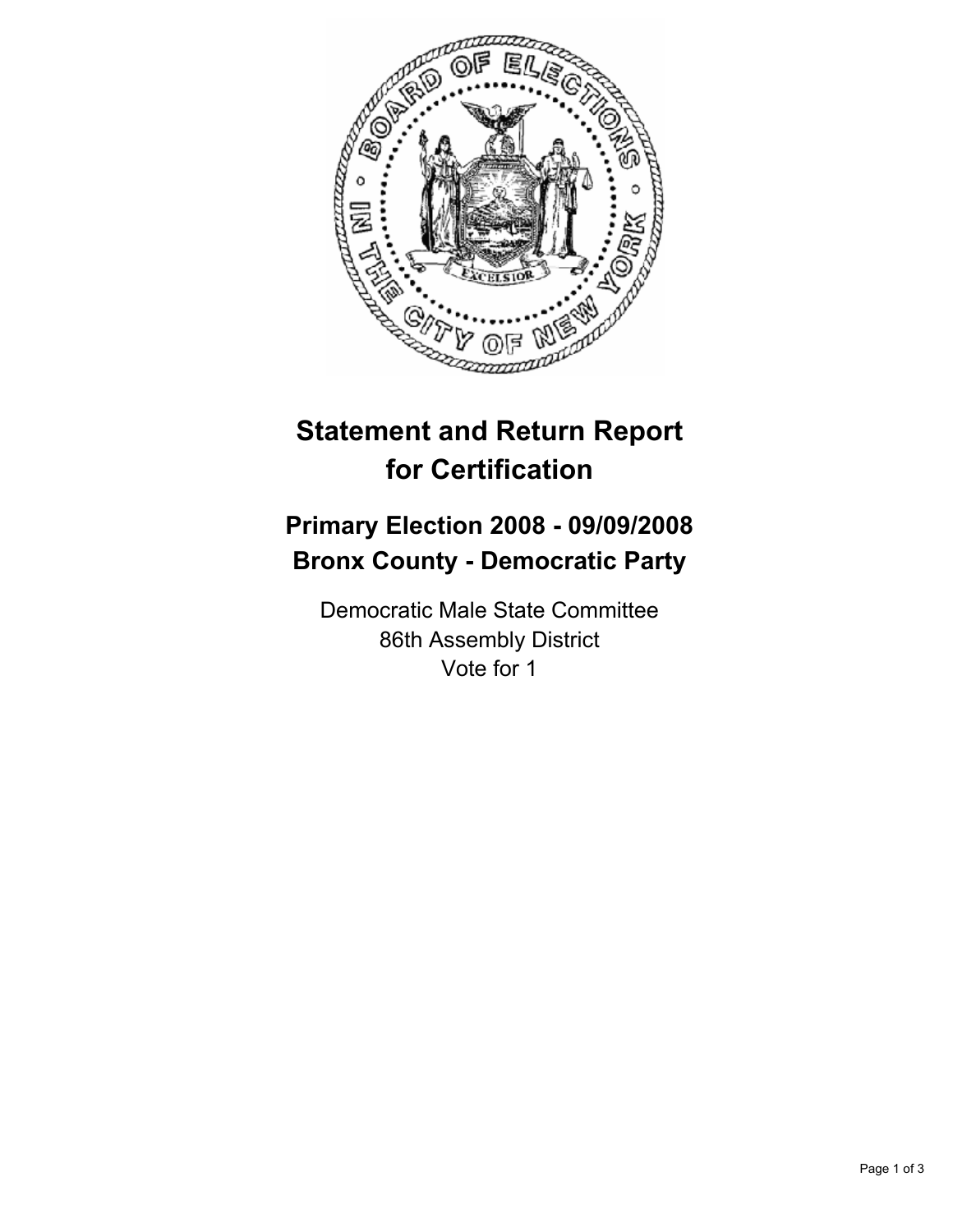# Statement and Return Report for Certification

## Primary Election 2008 - 09/09/2008
## Bronx County - Democratic Party

Democratic Male State Committee
86th Assembly District
Vote for 1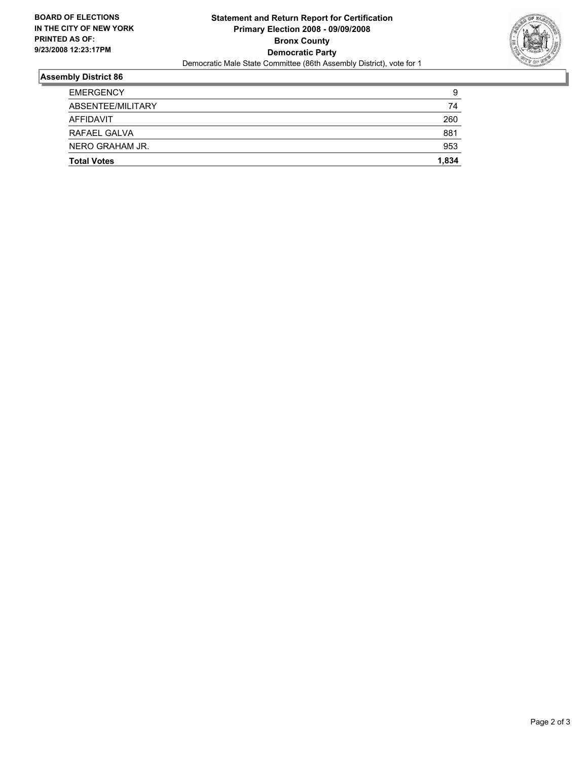**BOARD OF ELECTIONS IN THE CITY OF NEW YORK PRINTED AS OF: 9/23/2008 12:23:17PM**

# Statement and Return Report for Certification
## Primary Election 2008 - 09/09/2008
## Bronx County
## Democratic Party

Democratic Male State Committee (86th Assembly District), vote for 1

### Assembly District 86

| | |
|---|---|
| EMERGENCY | 9 |
| ABSENTEE/MILITARY | 74 |
| AFFIDAVIT | 260 |
| RAFAEL GALVA | 881 |
| NERO GRAHAM JR. | 953 |
| **Total Votes** | **1,834** |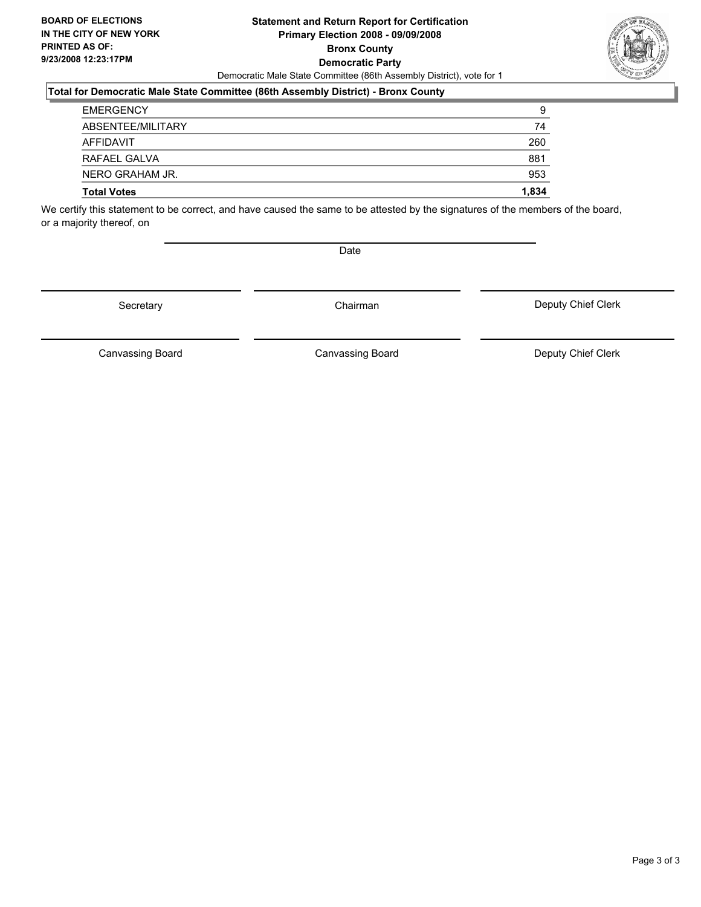**BOARD OF ELECTIONS IN THE CITY OF NEW YORK PRINTED AS OF: 9/23/2008 12:23:17PM**

**Statement and Return Report for Certification**
**Primary Election 2008 - 09/09/2008**
**Bronx County**
**Democratic Party**
Democratic Male State Committee (86th Assembly District), vote for 1

**Total for Democratic Male State Committee (86th Assembly District) - Bronx County**

| | |
|---|---|
| EMERGENCY | 9 |
| ABSENTEE/MILITARY | 74 |
| AFFIDAVIT | 260 |
| RAFAEL GALVA | 881 |
| NERO GRAHAM JR. | 953 |
| **Total Votes** | **1,834** |

We certify this statement to be correct, and have caused the same to be attested by the signatures of the members of the board, or a majority thereof, on

Date

Secretary

Chairman

Deputy Chief Clerk

Canvassing Board

Canvassing Board

Deputy Chief Clerk